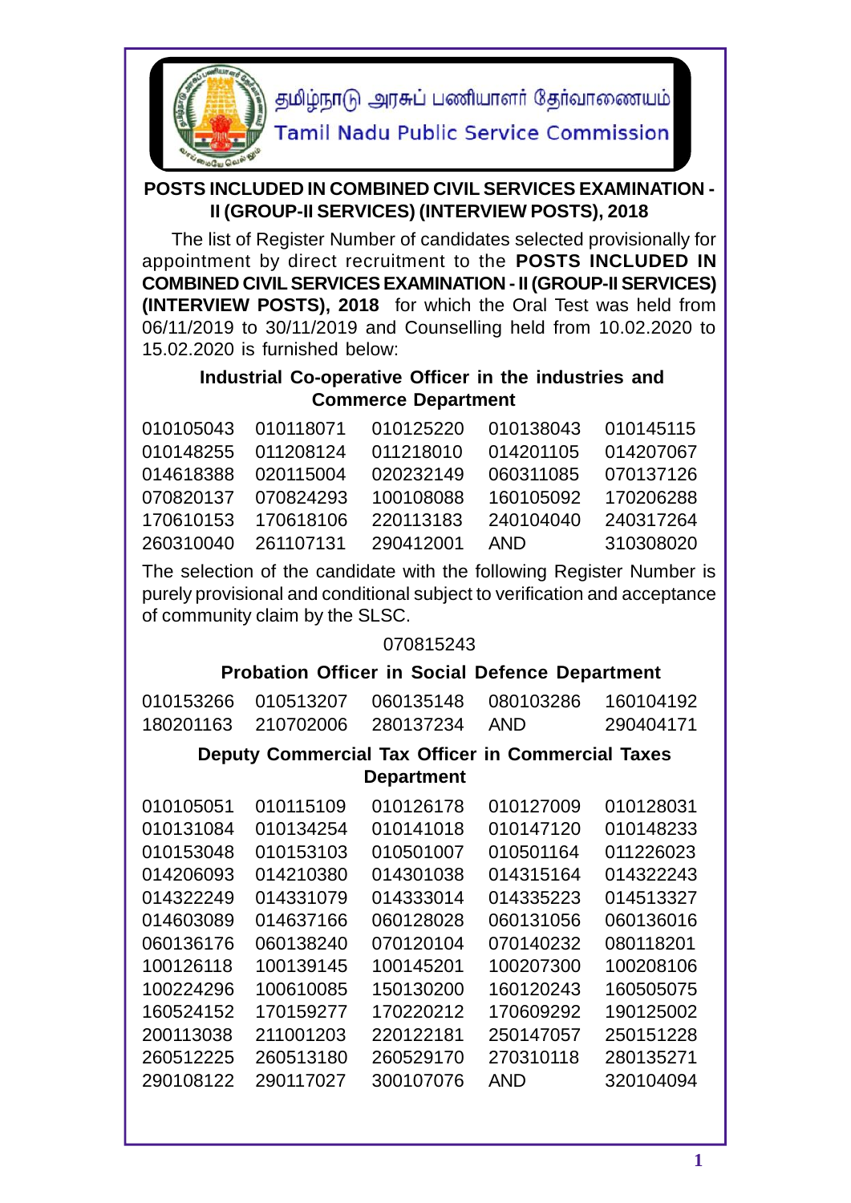தமிழ்நாடு அரசுப் பணியாளர் தேர்வாணையம்

Tamil Nadu Public Service Commission

# POSTS INCLUDED IN COMBINED CIVIL SERVICES EXAMINATION - II (GROUP-II SERVICES) (INTERVIEW POSTS), 2018

The list of Register Number of candidates selected provisionally for appointment by direct recruitment to the **POSTS INCLUDED IN COMBINED CIVIL SERVICES EXAMINATION - II (GROUP-II SERVICES) (INTERVIEW POSTS), 2018** for which the Oral Test was held from 06/11/2019 to 30/11/2019 and Counselling held from 10.02.2020 to 15.02.2020 is furnished below:

## Industrial Co-operative Officer in the industries and Commerce Department

| | | | | |
|---|---|---|---|---|
| 010105043 | 010118071 | 010125220 | 010138043 | 010145115 |
| 010148255 | 011208124 | 011218010 | 014201105 | 014207067 |
| 014618388 | 020115004 | 020232149 | 060311085 | 070137126 |
| 070820137 | 070824293 | 100108088 | 160105092 | 170206288 |
| 170610153 | 170618106 | 220113183 | 240104040 | 240317264 |
| 260310040 | 261107131 | 290412001 | AND | 310308020 |

The selection of the candidate with the following Register Number is purely provisional and conditional subject to verification and acceptance of community claim by the SLSC.

070815243

## Probation Officer in Social Defence Department

| | | | | |
|---|---|---|---|---|
| 010153266 | 010513207 | 060135148 | 080103286 | 160104192 |
| 180201163 | 210702006 | 280137234 | AND | 290404171 |

## Deputy Commercial Tax Officer in Commercial Taxes Department

| | | | | |
|---|---|---|---|---|
| 010105051 | 010115109 | 010126178 | 010127009 | 010128031 |
| 010131084 | 010134254 | 010141018 | 010147120 | 010148233 |
| 010153048 | 010153103 | 010501007 | 010501164 | 011226023 |
| 014206093 | 014210380 | 014301038 | 014315164 | 014322243 |
| 014322249 | 014331079 | 014333014 | 014335223 | 014513327 |
| 014603089 | 014637166 | 060128028 | 060131056 | 060136016 |
| 060136176 | 060138240 | 070120104 | 070140232 | 080118201 |
| 100126118 | 100139145 | 100145201 | 100207300 | 100208106 |
| 100224296 | 100610085 | 150130200 | 160120243 | 160505075 |
| 160524152 | 170159277 | 170220212 | 170609292 | 190125002 |
| 200113038 | 211001203 | 220122181 | 250147057 | 250151228 |
| 260512225 | 260513180 | 260529170 | 270310118 | 280135271 |
| 290108122 | 290117027 | 300107076 | AND | 320104094 |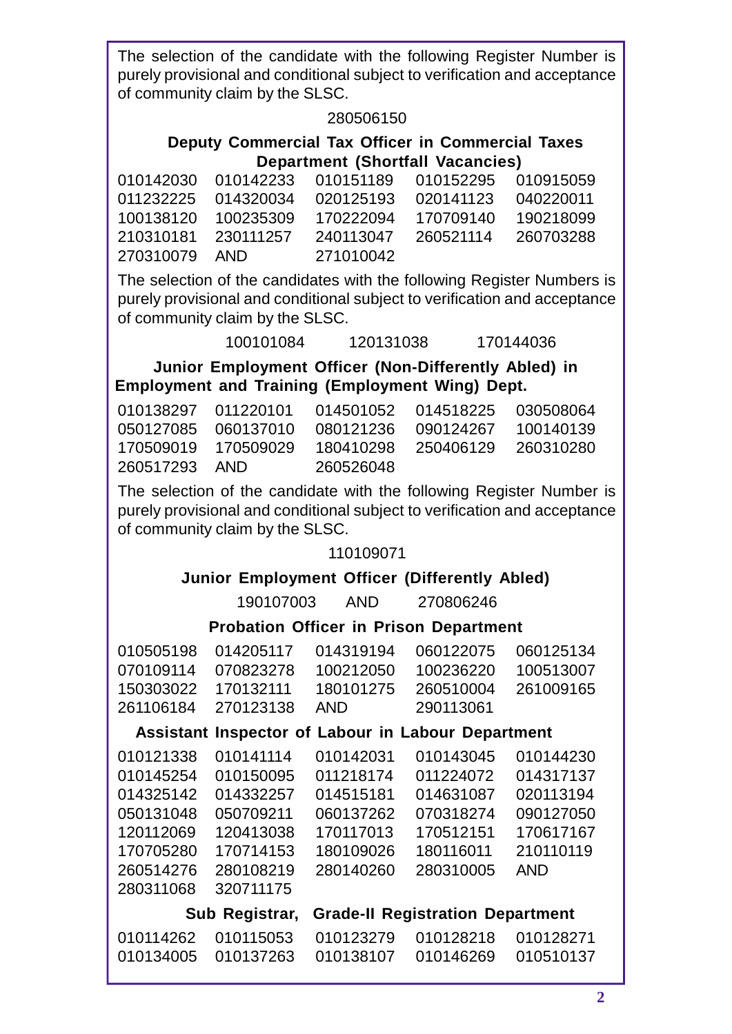The selection of the candidate with the following Register Number is purely provisional and conditional subject to verification and acceptance of community claim by the SLSC.

280506150

**Deputy Commercial Tax Officer in Commercial Taxes Department (Shortfall Vacancies)**

010142030 010142233 010151189 010152295 010915059
011232225 014320034 020125193 020141123 040220011
100138120 100235309 170222094 170709140 190218099
210310181 230111257 240113047 260521114 260703288
270310079 AND 271010042

The selection of the candidates with the following Register Numbers is purely provisional and conditional subject to verification and acceptance of community claim by the SLSC.

100101084 120131038 170144036

**Junior Employment Officer (Non-Differently Abled) in Employment and Training (Employment Wing) Dept.**

010138297 011220101 014501052 014518225 030508064
050127085 060137010 080121236 090124267 100140139
170509019 170509029 180410298 250406129 260310280
260517293 AND 260526048

The selection of the candidate with the following Register Number is purely provisional and conditional subject to verification and acceptance of community claim by the SLSC.

110109071

**Junior Employment Officer (Differently Abled)**

190107003 AND 270806246

**Probation Officer in Prison Department**

010505198 014205117 014319194 060122075 060125134
070109114 070823278 100212050 100236220 100513007
150303022 170132111 180101275 260510004 261009165
261106184 270123138 AND 290113061

**Assistant Inspector of Labour in Labour Department**

010121338 010141114 010142031 010143045 010144230
010145254 010150095 011218174 011224072 014317137
014325142 014332257 014515181 014631087 020113194
050131048 050709211 060137262 070318274 090127050
120112069 120413038 170117013 170512151 170617167
170705280 170714153 180109026 180116011 210110119
260514276 280108219 280140260 280310005 AND
280311068 320711175

**Sub Registrar, Grade-II Registration Department**

010114262 010115053 010123279 010128218 010128271
010134005 010137263 010138107 010146269 010510137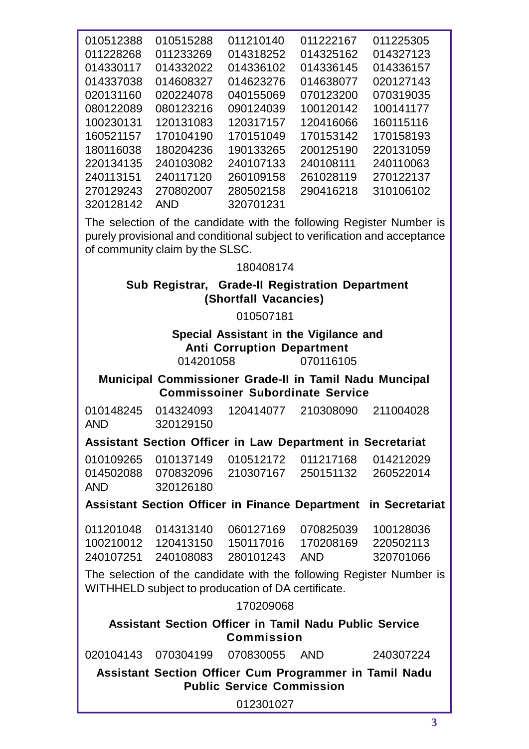010512388 010515288 011210140 011222167 011225305
011228268 011233269 014318252 014325162 014327123
014330117 014332022 014336102 014336145 014336157
014337038 014608327 014623276 014638077 020127143
020131160 020224078 040155069 070123200 070319035
080122089 080123216 090124039 100120142 100141177
100230131 120131083 120317157 120416066 160115116
160521157 170104190 170151049 170153142 170158193
180116038 180204236 190133265 200125190 220131059
220134135 240103082 240107133 240108111 240110063
240113151 240117120 260109158 261028119 270122137
270129243 270802007 280502158 290416218 310106102
320128142 AND 320701231

The selection of the candidate with the following Register Number is purely provisional and conditional subject to verification and acceptance of community claim by the SLSC.

180408174

**Sub Registrar, Grade-II Registration Department (Shortfall Vacancies)**

010507181

**Special Assistant in the Vigilance and Anti Corruption Department**

014201058 070116105

**Municipal Commissioner Grade-II in Tamil Nadu Muncipal Commissoiner Subordinate Service**

010148245 014324093 120414077 210308090 211004028
AND 320129150

**Assistant Section Officer in Law Department in Secretariat**

010109265 010137149 010512172 011217168 014212029
014502088 070832096 210307167 250151132 260522014
AND 320126180

**Assistant Section Officer in Finance Department in Secretariat**

011201048 014313140 060127169 070825039 100128036
100210012 120413150 150117016 170208169 220502113
240107251 240108083 280101243 AND 320701066

The selection of the candidate with the following Register Number is WITHHELD subject to producation of DA certificate.

170209068

**Assistant Section Officer in Tamil Nadu Public Service Commission**

020104143 070304199 070830055 AND 240307224

**Assistant Section Officer Cum Programmer in Tamil Nadu Public Service Commission**

012301027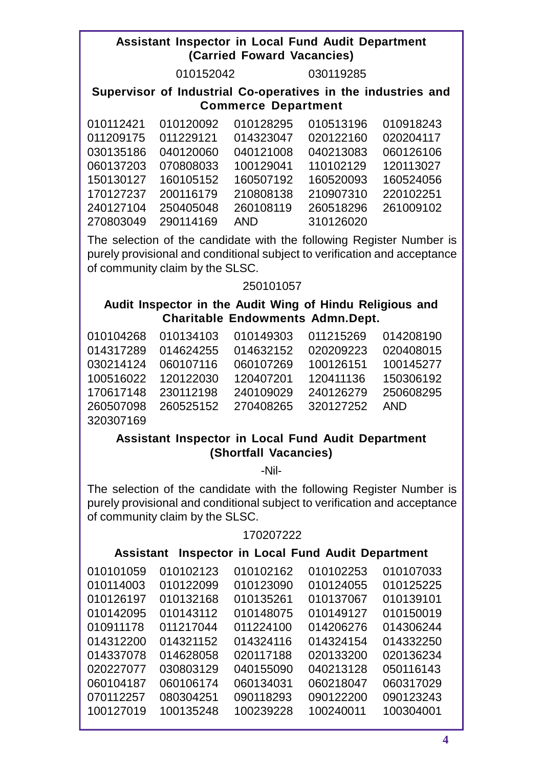### Assistant Inspector in Local Fund Audit Department (Carried Foward Vacancies)

010152042 030119285

### Supervisor of Industrial Co-operatives in the industries and Commerce Department

| | | | | |
|---|---|---|---|---|
| 010112421 | 010120092 | 010128295 | 010513196 | 010918243 |
| 011209175 | 011229121 | 014323047 | 020122160 | 020204117 |
| 030135186 | 040120060 | 040121008 | 040213083 | 060126106 |
| 060137203 | 070808033 | 100129041 | 110102129 | 120113027 |
| 150130127 | 160105152 | 160507192 | 160520093 | 160524056 |
| 170127237 | 200116179 | 210808138 | 210907310 | 220102251 |
| 240127104 | 250405048 | 260108119 | 260518296 | 261009102 |
| 270803049 | 290114169 | AND | 310126020 | |

The selection of the candidate with the following Register Number is purely provisional and conditional subject to verification and acceptance of community claim by the SLSC.

250101057

### Audit Inspector in the Audit Wing of Hindu Religious and Charitable Endowments Admn.Dept.

| | | | | |
|---|---|---|---|---|
| 010104268 | 010134103 | 010149303 | 011215269 | 014208190 |
| 014317289 | 014624255 | 014632152 | 020209223 | 020408015 |
| 030214124 | 060107116 | 060107269 | 100126151 | 100145277 |
| 100516022 | 120122030 | 120407201 | 120411136 | 150306192 |
| 170617148 | 230112198 | 240109029 | 240126279 | 250608295 |
| 260507098 | 260525152 | 270408265 | 320127252 | AND |
| 320307169 | | | | |

### Assistant Inspector in Local Fund Audit Department (Shortfall Vacancies)

-Nil-

The selection of the candidate with the following Register Number is purely provisional and conditional subject to verification and acceptance of community claim by the SLSC.

170207222

### Assistant Inspector in Local Fund Audit Department

| | | | | |
|---|---|---|---|---|
| 010101059 | 010102123 | 010102162 | 010102253 | 010107033 |
| 010114003 | 010122099 | 010123090 | 010124055 | 010125225 |
| 010126197 | 010132168 | 010135261 | 010137067 | 010139101 |
| 010142095 | 010143112 | 010148075 | 010149127 | 010150019 |
| 010911178 | 011217044 | 011224100 | 014206276 | 014306244 |
| 014312200 | 014321152 | 014324116 | 014324154 | 014332250 |
| 014337078 | 014628058 | 020117188 | 020133200 | 020136234 |
| 020227077 | 030803129 | 040155090 | 040213128 | 050116143 |
| 060104187 | 060106174 | 060134031 | 060218047 | 060317029 |
| 070112257 | 080304251 | 090118293 | 090122200 | 090123243 |
| 100127019 | 100135248 | 100239228 | 100240011 | 100304001 |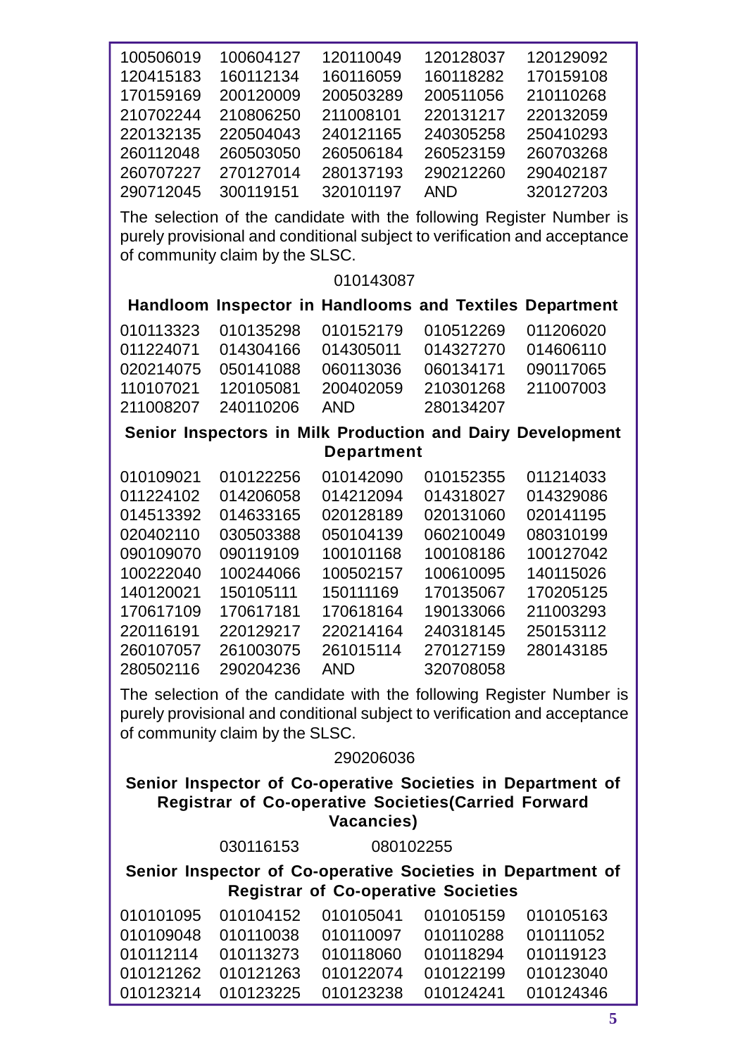100506019 100604127 120110049 120128037 120129092
120415183 160112134 160116059 160118282 170159108
170159169 200120009 200503289 200511056 210110268
210702244 210806250 211008101 220131217 220132059
220132135 220504043 240121165 240305258 250410293
260112048 260503050 260506184 260523159 260703268
260707227 270127014 280137193 290212260 290402187
290712045 300119151 320101197 AND 320127203

The selection of the candidate with the following Register Number is purely provisional and conditional subject to verification and acceptance of community claim by the SLSC.

010143087

**Handloom Inspector in Handlooms and Textiles Department**

010113323 010135298 010152179 010512269 011206020
011224071 014304166 014305011 014327270 014606110
020214075 050141088 060113036 060134171 090117065
110107021 120105081 200402059 210301268 211007003
211008207 240110206 AND 280134207

**Senior Inspectors in Milk Production and Dairy Development Department**

010109021 010122256 010142090 010152355 011214033
011224102 014206058 014212094 014318027 014329086
014513392 014633165 020128189 020131060 020141195
020402110 030503388 050104139 060210049 080310199
090109070 090119109 100101168 100108186 100127042
100222040 100244066 100502157 100610095 140115026
140120021 150105111 150111169 170135067 170205125
170617109 170617181 170618164 190133066 211003293
220116191 220129217 220214164 240318145 250153112
260107057 261003075 261015114 270127159 280143185
280502116 290204236 AND 320708058

The selection of the candidate with the following Register Number is purely provisional and conditional subject to verification and acceptance of community claim by the SLSC.

290206036

**Senior Inspector of Co-operative Societies in Department of Registrar of Co-operative Societies(Carried Forward Vacancies)**

030116153 080102255

**Senior Inspector of Co-operative Societies in Department of Registrar of Co-operative Societies**

010101095 010104152 010105041 010105159 010105163
010109048 010110038 010110097 010110288 010111052
010112114 010113273 010118060 010118294 010119123
010121262 010121263 010122074 010122199 010123040
010123214 010123225 010123238 010124241 010124346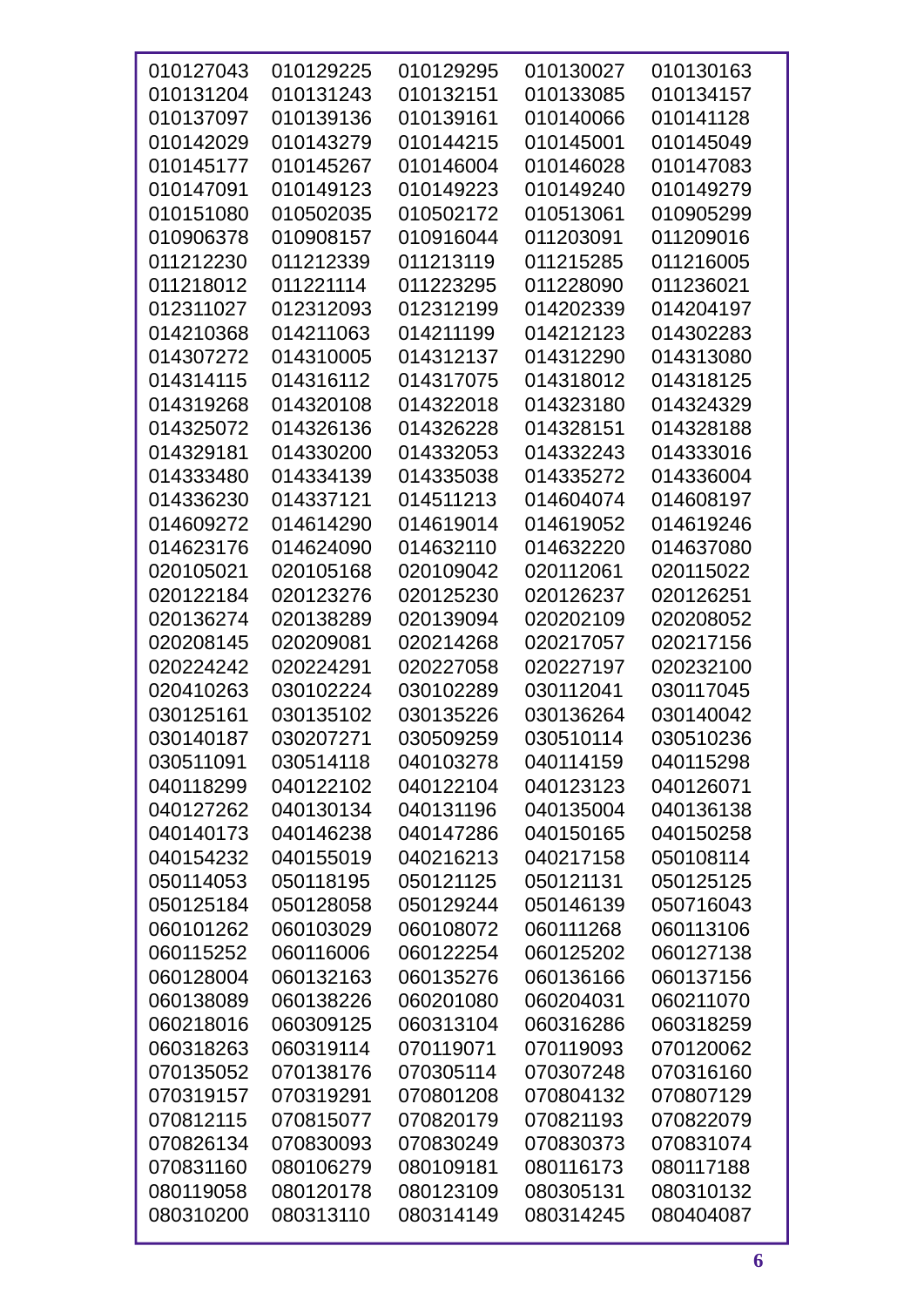| | | | | |
|---|---|---|---|---|
| 010127043 | 010129225 | 010129295 | 010130027 | 010130163 |
| 010131204 | 010131243 | 010132151 | 010133085 | 010134157 |
| 010137097 | 010139136 | 010139161 | 010140066 | 010141128 |
| 010142029 | 010143279 | 010144215 | 010145001 | 010145049 |
| 010145177 | 010145267 | 010146004 | 010146028 | 010147083 |
| 010147091 | 010149123 | 010149223 | 010149240 | 010149279 |
| 010151080 | 010502035 | 010502172 | 010513061 | 010905299 |
| 010906378 | 010908157 | 010916044 | 011203091 | 011209016 |
| 011212230 | 011212339 | 011213119 | 011215285 | 011216005 |
| 011218012 | 011221114 | 011223295 | 011228090 | 011236021 |
| 012311027 | 012312093 | 012312199 | 014202339 | 014204197 |
| 014210368 | 014211063 | 014211199 | 014212123 | 014302283 |
| 014307272 | 014310005 | 014312137 | 014312290 | 014313080 |
| 014314115 | 014316112 | 014317075 | 014318012 | 014318125 |
| 014319268 | 014320108 | 014322018 | 014323180 | 014324329 |
| 014325072 | 014326136 | 014326228 | 014328151 | 014328188 |
| 014329181 | 014330200 | 014332053 | 014332243 | 014333016 |
| 014333480 | 014334139 | 014335038 | 014335272 | 014336004 |
| 014336230 | 014337121 | 014511213 | 014604074 | 014608197 |
| 014609272 | 014614290 | 014619014 | 014619052 | 014619246 |
| 014623176 | 014624090 | 014632110 | 014632220 | 014637080 |
| 020105021 | 020105168 | 020109042 | 020112061 | 020115022 |
| 020122184 | 020123276 | 020125230 | 020126237 | 020126251 |
| 020136274 | 020138289 | 020139094 | 020202109 | 020208052 |
| 020208145 | 020209081 | 020214268 | 020217057 | 020217156 |
| 020224242 | 020224291 | 020227058 | 020227197 | 020232100 |
| 020410263 | 030102224 | 030102289 | 030112041 | 030117045 |
| 030125161 | 030135102 | 030135226 | 030136264 | 030140042 |
| 030140187 | 030207271 | 030509259 | 030510114 | 030510236 |
| 030511091 | 030514118 | 040103278 | 040114159 | 040115298 |
| 040118299 | 040122102 | 040122104 | 040123123 | 040126071 |
| 040127262 | 040130134 | 040131196 | 040135004 | 040136138 |
| 040140173 | 040146238 | 040147286 | 040150165 | 040150258 |
| 040154232 | 040155019 | 040216213 | 040217158 | 050108114 |
| 050114053 | 050118195 | 050121125 | 050121131 | 050125125 |
| 050125184 | 050128058 | 050129244 | 050146139 | 050716043 |
| 060101262 | 060103029 | 060108072 | 060111268 | 060113106 |
| 060115252 | 060116006 | 060122254 | 060125202 | 060127138 |
| 060128004 | 060132163 | 060135276 | 060136166 | 060137156 |
| 060138089 | 060138226 | 060201080 | 060204031 | 060211070 |
| 060218016 | 060309125 | 060313104 | 060316286 | 060318259 |
| 060318263 | 060319114 | 070119071 | 070119093 | 070120062 |
| 070135052 | 070138176 | 070305114 | 070307248 | 070316160 |
| 070319157 | 070319291 | 070801208 | 070804132 | 070807129 |
| 070812115 | 070815077 | 070820179 | 070821193 | 070822079 |
| 070826134 | 070830093 | 070830249 | 070830373 | 070831074 |
| 070831160 | 080106279 | 080109181 | 080116173 | 080117188 |
| 080119058 | 080120178 | 080123109 | 080305131 | 080310132 |
| 080310200 | 080313110 | 080314149 | 080314245 | 080404087 |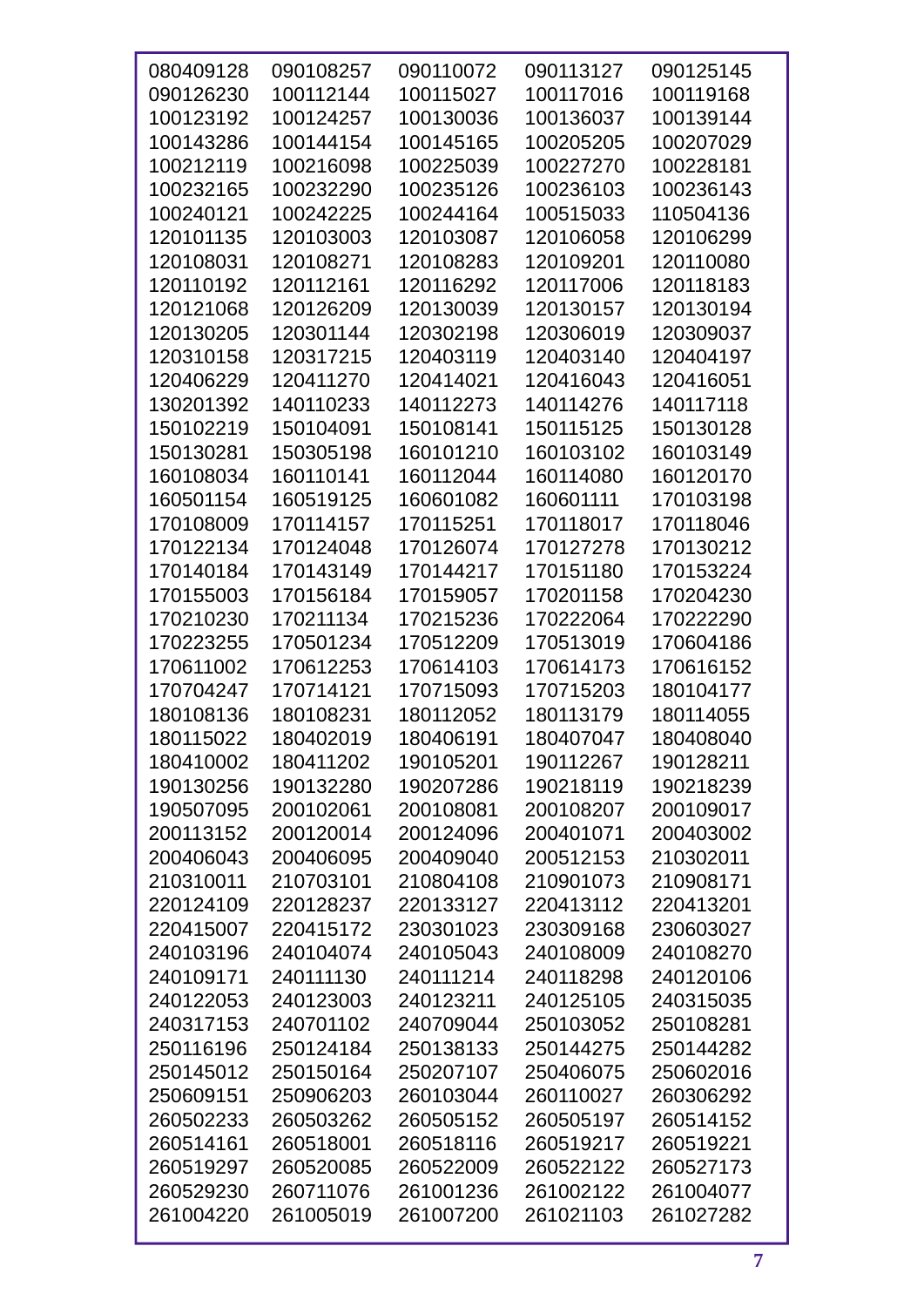| | | | | |
|---|---|---|---|---|
| 080409128 | 090108257 | 090110072 | 090113127 | 090125145 |
| 090126230 | 100112144 | 100115027 | 100117016 | 100119168 |
| 100123192 | 100124257 | 100130036 | 100136037 | 100139144 |
| 100143286 | 100144154 | 100145165 | 100205205 | 100207029 |
| 100212119 | 100216098 | 100225039 | 100227270 | 100228181 |
| 100232165 | 100232290 | 100235126 | 100236103 | 100236143 |
| 100240121 | 100242225 | 100244164 | 100515033 | 110504136 |
| 120101135 | 120103003 | 120103087 | 120106058 | 120106299 |
| 120108031 | 120108271 | 120108283 | 120109201 | 120110080 |
| 120110192 | 120112161 | 120116292 | 120117006 | 120118183 |
| 120121068 | 120126209 | 120130039 | 120130157 | 120130194 |
| 120130205 | 120301144 | 120302198 | 120306019 | 120309037 |
| 120310158 | 120317215 | 120403119 | 120403140 | 120404197 |
| 120406229 | 120411270 | 120414021 | 120416043 | 120416051 |
| 130201392 | 140110233 | 140112273 | 140114276 | 140117118 |
| 150102219 | 150104091 | 150108141 | 150115125 | 150130128 |
| 150130281 | 150305198 | 160101210 | 160103102 | 160103149 |
| 160108034 | 160110141 | 160112044 | 160114080 | 160120170 |
| 160501154 | 160519125 | 160601082 | 160601111 | 170103198 |
| 170108009 | 170114157 | 170115251 | 170118017 | 170118046 |
| 170122134 | 170124048 | 170126074 | 170127278 | 170130212 |
| 170140184 | 170143149 | 170144217 | 170151180 | 170153224 |
| 170155003 | 170156184 | 170159057 | 170201158 | 170204230 |
| 170210230 | 170211134 | 170215236 | 170222064 | 170222290 |
| 170223255 | 170501234 | 170512209 | 170513019 | 170604186 |
| 170611002 | 170612253 | 170614103 | 170614173 | 170616152 |
| 170704247 | 170714121 | 170715093 | 170715203 | 180104177 |
| 180108136 | 180108231 | 180112052 | 180113179 | 180114055 |
| 180115022 | 180402019 | 180406191 | 180407047 | 180408040 |
| 180410002 | 180411202 | 190105201 | 190112267 | 190128211 |
| 190130256 | 190132280 | 190207286 | 190218119 | 190218239 |
| 190507095 | 200102061 | 200108081 | 200108207 | 200109017 |
| 200113152 | 200120014 | 200124096 | 200401071 | 200403002 |
| 200406043 | 200406095 | 200409040 | 200512153 | 210302011 |
| 210310011 | 210703101 | 210804108 | 210901073 | 210908171 |
| 220124109 | 220128237 | 220133127 | 220413112 | 220413201 |
| 220415007 | 220415172 | 230301023 | 230309168 | 230603027 |
| 240103196 | 240104074 | 240105043 | 240108009 | 240108270 |
| 240109171 | 240111130 | 240111214 | 240118298 | 240120106 |
| 240122053 | 240123003 | 240123211 | 240125105 | 240315035 |
| 240317153 | 240701102 | 240709044 | 250103052 | 250108281 |
| 250116196 | 250124184 | 250138133 | 250144275 | 250144282 |
| 250145012 | 250150164 | 250207107 | 250406075 | 250602016 |
| 250609151 | 250906203 | 260103044 | 260110027 | 260306292 |
| 260502233 | 260503262 | 260505152 | 260505197 | 260514152 |
| 260514161 | 260518001 | 260518116 | 260519217 | 260519221 |
| 260519297 | 260520085 | 260522009 | 260522122 | 260527173 |
| 260529230 | 260711076 | 261001236 | 261002122 | 261004077 |
| 261004220 | 261005019 | 261007200 | 261021103 | 261027282 |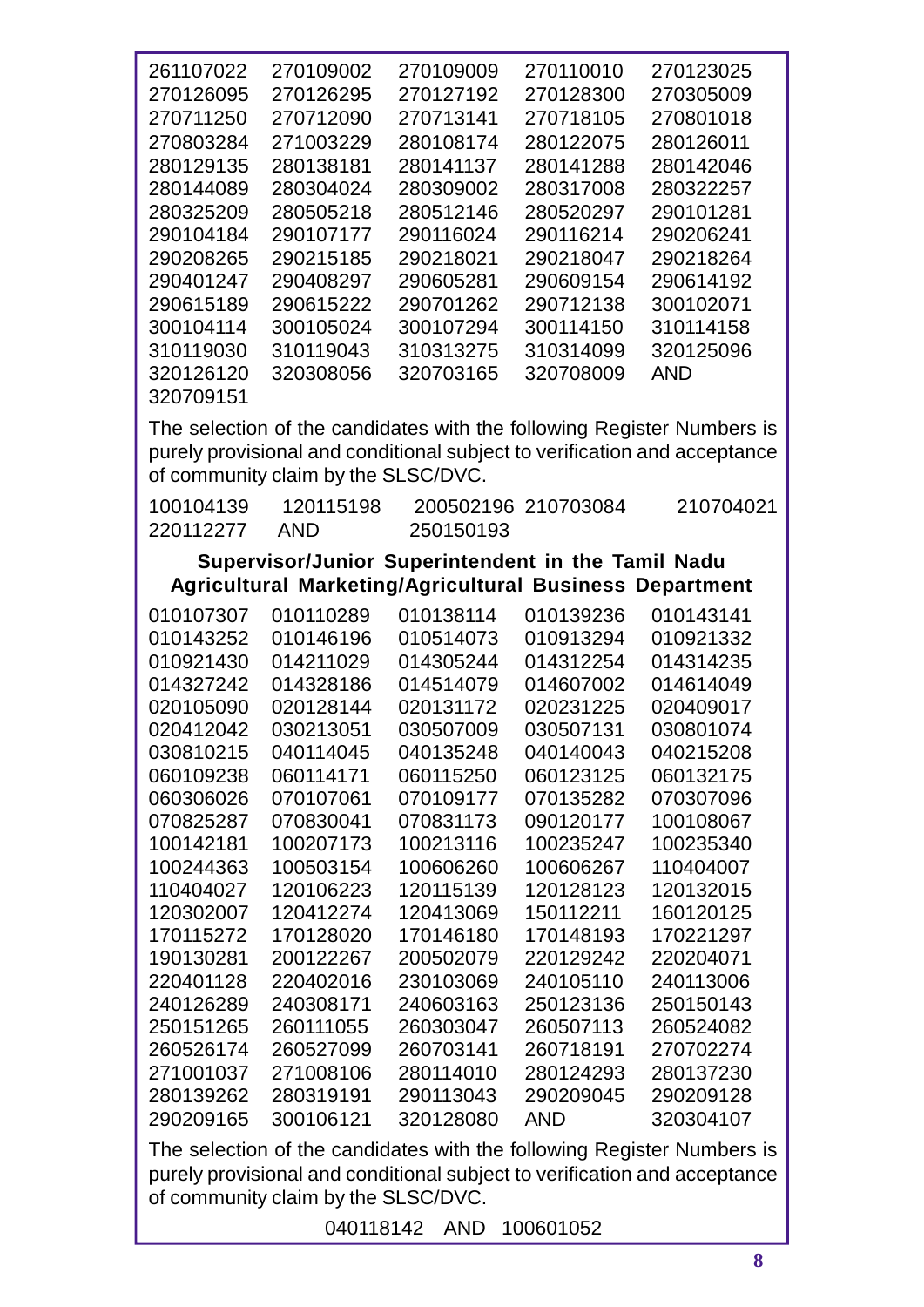261107022 270109002 270109009 270110010 270123025
270126095 270126295 270127192 270128300 270305009
270711250 270712090 270713141 270718105 270801018
270803284 271003229 280108174 280122075 280126011
280129135 280138181 280141137 280141288 280142046
280144089 280304024 280309002 280317008 280322257
280325209 280505218 280512146 280520297 290101281
290104184 290107177 290116024 290116214 290206241
290208265 290215185 290218021 290218047 290218264
290401247 290408297 290605281 290609154 290614192
290615189 290615222 290701262 290712138 300102071
300104114 300105024 300107294 300114150 310114158
310119030 310119043 310313275 310314099 320125096
320126120 320308056 320703165 320708009 AND
320709151

The selection of the candidates with the following Register Numbers is purely provisional and conditional subject to verification and acceptance of community claim by the SLSC/DVC.

100104139 120115198 200502196 210703084 210704021
220112277 AND 250150193

### Supervisor/Junior Superintendent in the Tamil Nadu Agricultural Marketing/Agricultural Business Department

010107307 010110289 010138114 010139236 010143141
010143252 010146196 010514073 010913294 010921332
010921430 014211029 014305244 014312254 014314235
014327242 014328186 014514079 014607002 014614049
020105090 020128144 020131172 020231225 020409017
020412042 030213051 030507009 030507131 030801074
030810215 040114045 040135248 040140043 040215208
060109238 060114171 060115250 060123125 060132175
060306026 070107061 070109177 070135282 070307096
070825287 070830041 070831173 090120177 100108067
100142181 100207173 100213116 100235247 100235340
100244363 100503154 100606260 100606267 110404007
110404027 120106223 120115139 120128123 120132015
120302007 120412274 120413069 150112211 160120125
170115272 170128020 170146180 170148193 170221297
190130281 200122267 200502079 220129242 220204071
220401128 220402016 230103069 240105110 240113006
240126289 240308171 240603163 250123136 250150143
250151265 260111055 260303047 260507113 260524082
260526174 260527099 260703141 260718191 270702274
271001037 271008106 280114010 280124293 280137230
280139262 280319191 290113043 290209045 290209128
290209165 300106121 320128080 AND 320304107

The selection of the candidates with the following Register Numbers is purely provisional and conditional subject to verification and acceptance of community claim by the SLSC/DVC.

040118142 AND 100601052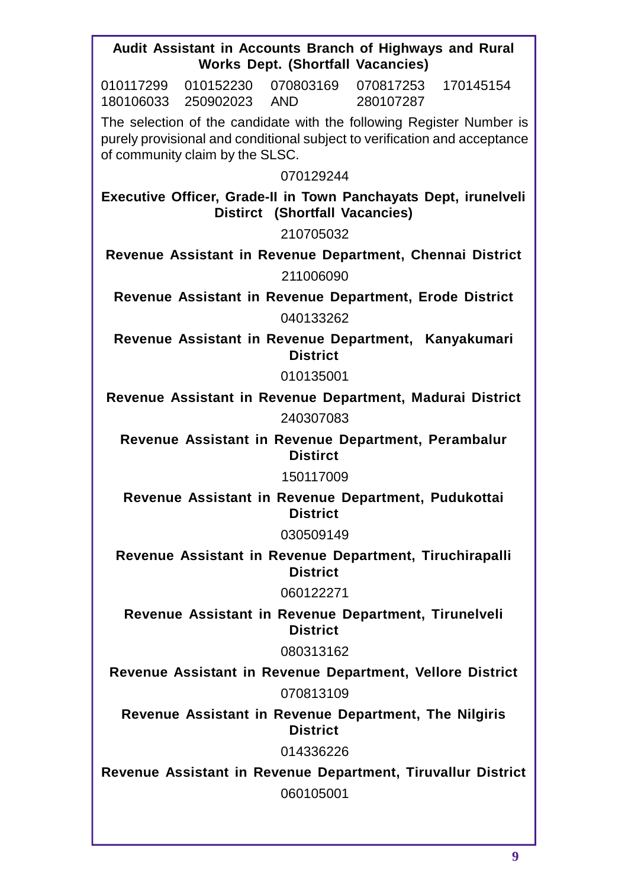**Audit Assistant in Accounts Branch of Highways and Rural Works Dept. (Shortfall Vacancies)**

010117299 010152230 070803169 070817253 170145154 180106033 250902023 AND 280107287

The selection of the candidate with the following Register Number is purely provisional and conditional subject to verification and acceptance of community claim by the SLSC.

070129244

**Executive Officer, Grade-II in Town Panchayats Dept, irunelveli Distirct (Shortfall Vacancies)**

210705032

**Revenue Assistant in Revenue Department, Chennai District**

211006090

**Revenue Assistant in Revenue Department, Erode District**

040133262

**Revenue Assistant in Revenue Department, Kanyakumari District**

010135001

**Revenue Assistant in Revenue Department, Madurai District**

240307083

**Revenue Assistant in Revenue Department, Perambalur Distirct**

150117009

**Revenue Assistant in Revenue Department, Pudukottai District**

030509149

**Revenue Assistant in Revenue Department, Tiruchirapalli District**

060122271

**Revenue Assistant in Revenue Department, Tirunelveli District**

080313162

**Revenue Assistant in Revenue Department, Vellore District**

070813109

**Revenue Assistant in Revenue Department, The Nilgiris District**

014336226

**Revenue Assistant in Revenue Department, Tiruvallur District**

060105001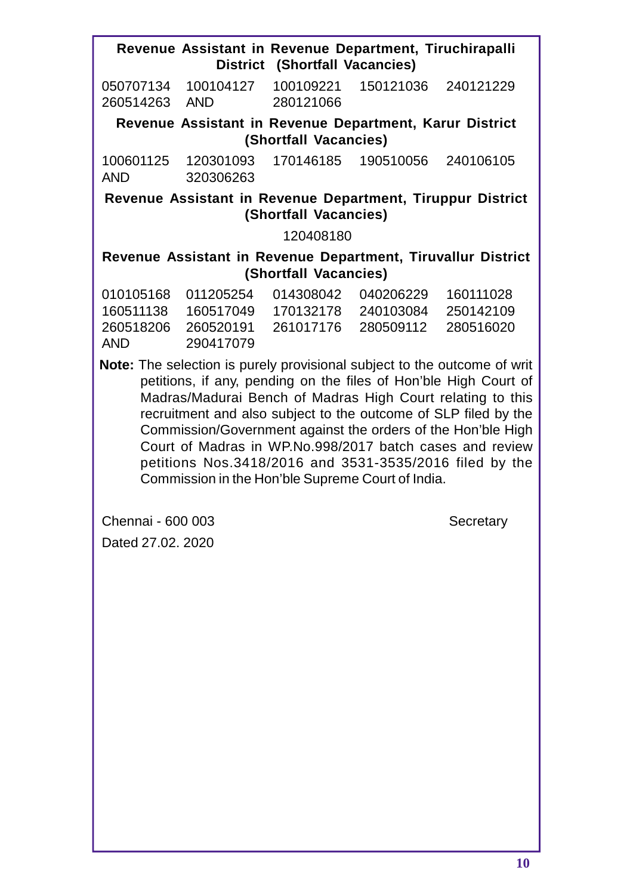**Revenue Assistant in Revenue Department, Tiruchirapalli District (Shortfall Vacancies)**

050707134 100104127 100109221 150121036 240121229 260514263 AND 280121066

**Revenue Assistant in Revenue Department, Karur District (Shortfall Vacancies)**

100601125 120301093 170146185 190510056 240106105 AND 320306263

**Revenue Assistant in Revenue Department, Tiruppur District (Shortfall Vacancies)**

120408180

**Revenue Assistant in Revenue Department, Tiruvallur District (Shortfall Vacancies)**

010105168 011205254 014308042 040206229 160111028 160511138 160517049 170132178 240103084 250142109 260518206 260520191 261017176 280509112 280516020 AND 290417079

**Note:** The selection is purely provisional subject to the outcome of writ petitions, if any, pending on the files of Hon'ble High Court of Madras/Madurai Bench of Madras High Court relating to this recruitment and also subject to the outcome of SLP filed by the Commission/Government against the orders of the Hon'ble High Court of Madras in WP.No.998/2017 batch cases and review petitions Nos.3418/2016 and 3531-3535/2016 filed by the Commission in the Hon'ble Supreme Court of India.

Chennai - 600 003

Dated 27.02. 2020

Secretary